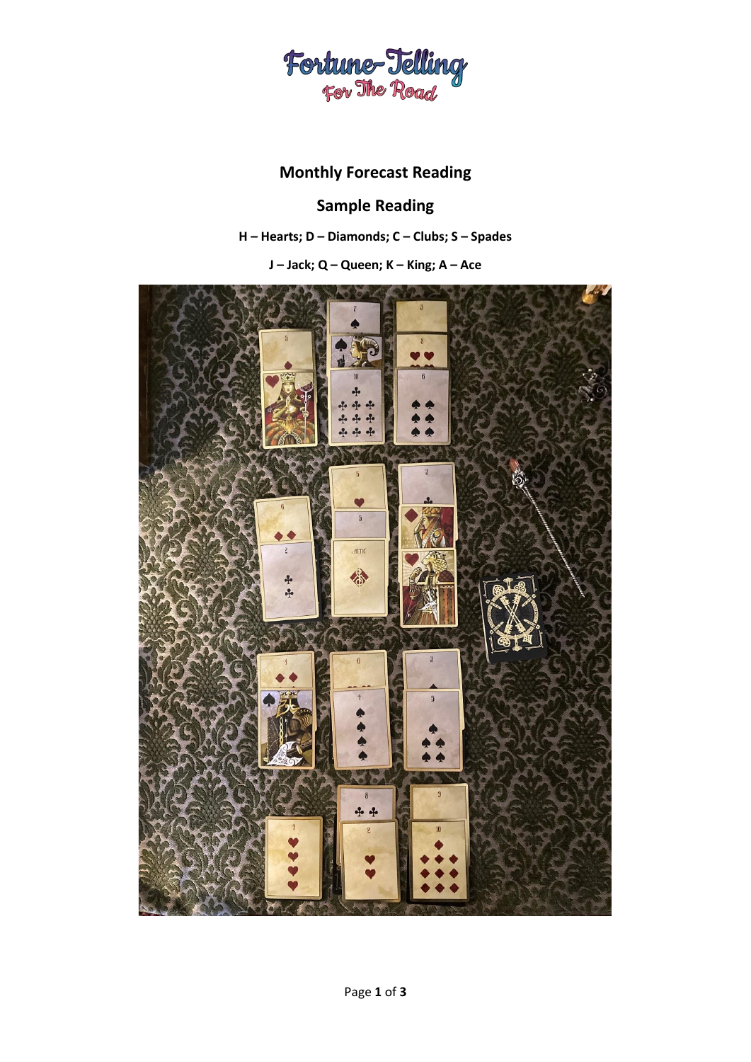# Monthly Forecast Reading

## Sample Reading

**H – Hearts; D – Diamonds; C – Clubs; S – Spades**

**J – Jack; Q – Queen; K – King; A – Ace**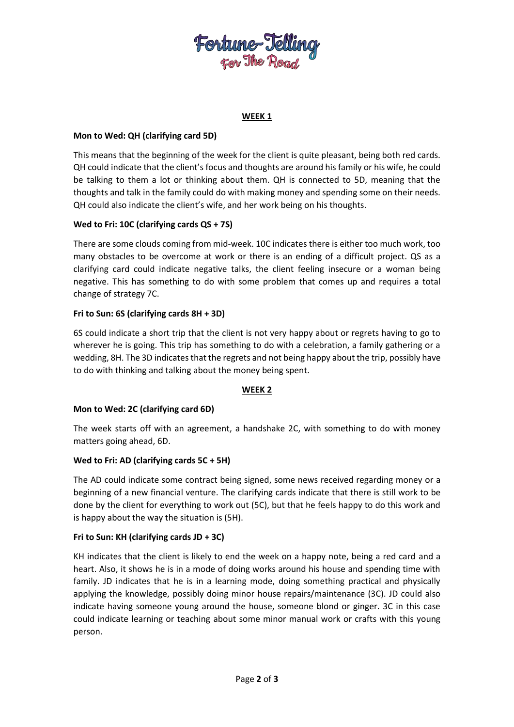## WEEK 1

**Mon to Wed: QH (clarifying card 5D)**

This means that the beginning of the week for the client is quite pleasant, being both red cards. QH could indicate that the client's focus and thoughts are around his family or his wife, he could be talking to them a lot or thinking about them. QH is connected to 5D, meaning that the thoughts and talk in the family could do with making money and spending some on their needs. QH could also indicate the client's wife, and her work being on his thoughts.

**Wed to Fri: 10C (clarifying cards QS + 7S)**

There are some clouds coming from mid-week. 10C indicates there is either too much work, too many obstacles to be overcome at work or there is an ending of a difficult project. QS as a clarifying card could indicate negative talks, the client feeling insecure or a woman being negative. This has something to do with some problem that comes up and requires a total change of strategy 7C.

**Fri to Sun: 6S (clarifying cards 8H + 3D)**

6S could indicate a short trip that the client is not very happy about or regrets having to go to wherever he is going. This trip has something to do with a celebration, a family gathering or a wedding, 8H. The 3D indicates that the regrets and not being happy about the trip, possibly have to do with thinking and talking about the money being spent.

## WEEK 2

**Mon to Wed: 2C (clarifying card 6D)**

The week starts off with an agreement, a handshake 2C, with something to do with money matters going ahead, 6D.

**Wed to Fri: AD (clarifying cards 5C + 5H)**

The AD could indicate some contract being signed, some news received regarding money or a beginning of a new financial venture. The clarifying cards indicate that there is still work to be done by the client for everything to work out (5C), but that he feels happy to do this work and is happy about the way the situation is (5H).

**Fri to Sun: KH (clarifying cards JD + 3C)**

KH indicates that the client is likely to end the week on a happy note, being a red card and a heart. Also, it shows he is in a mode of doing works around his house and spending time with family. JD indicates that he is in a learning mode, doing something practical and physically applying the knowledge, possibly doing minor house repairs/maintenance (3C). JD could also indicate having someone young around the house, someone blond or ginger. 3C in this case could indicate learning or teaching about some minor manual work or crafts with this young person.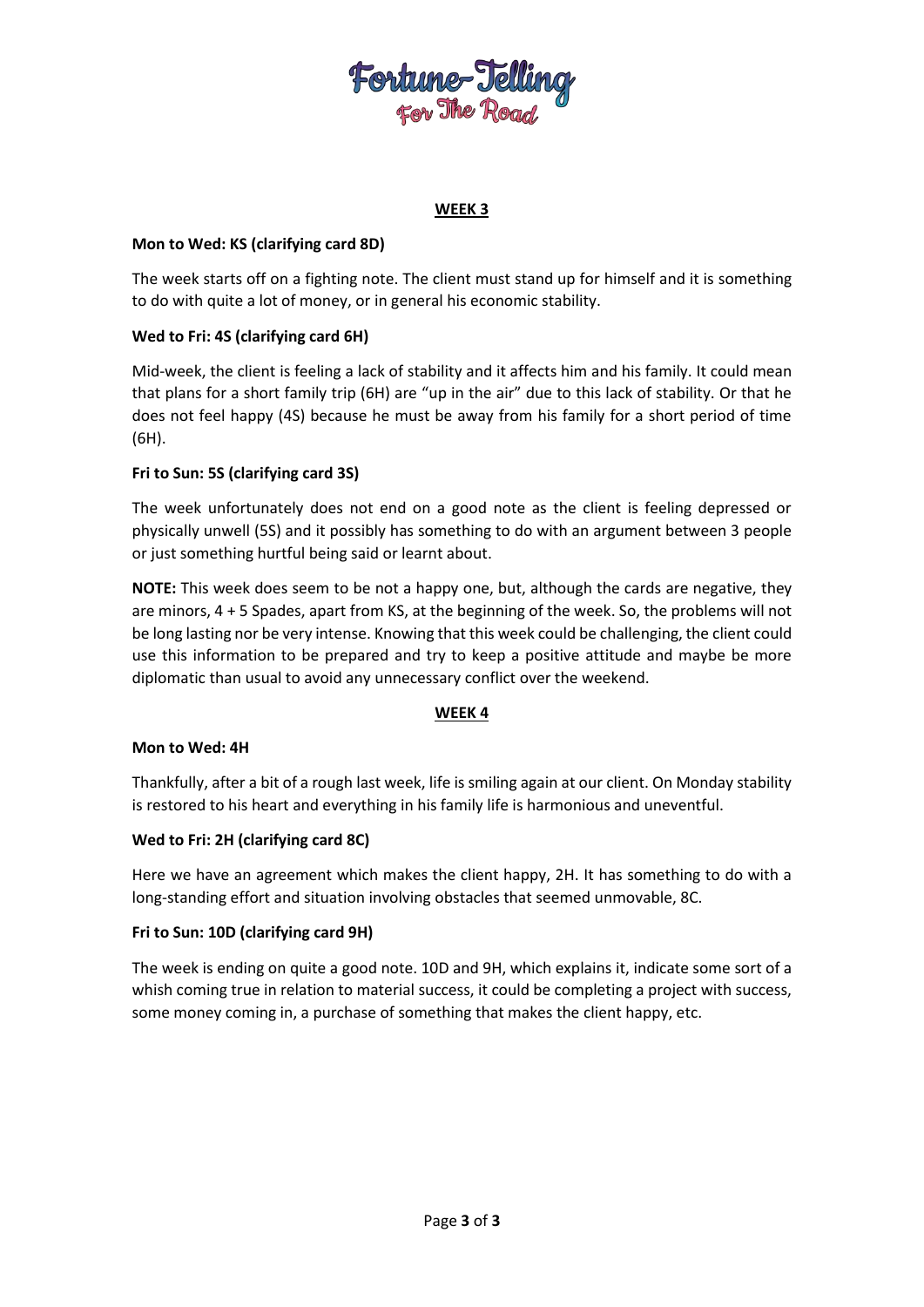## WEEK 3

**Mon to Wed: KS (clarifying card 8D)**

The week starts off on a fighting note. The client must stand up for himself and it is something to do with quite a lot of money, or in general his economic stability.

**Wed to Fri: 4S (clarifying card 6H)**

Mid-week, the client is feeling a lack of stability and it affects him and his family. It could mean that plans for a short family trip (6H) are "up in the air" due to this lack of stability. Or that he does not feel happy (4S) because he must be away from his family for a short period of time (6H).

**Fri to Sun: 5S (clarifying card 3S)**

The week unfortunately does not end on a good note as the client is feeling depressed or physically unwell (5S) and it possibly has something to do with an argument between 3 people or just something hurtful being said or learnt about.

**NOTE:** This week does seem to be not a happy one, but, although the cards are negative, they are minors, 4 + 5 Spades, apart from KS, at the beginning of the week. So, the problems will not be long lasting nor be very intense. Knowing that this week could be challenging, the client could use this information to be prepared and try to keep a positive attitude and maybe be more diplomatic than usual to avoid any unnecessary conflict over the weekend.

## WEEK 4

**Mon to Wed: 4H**

Thankfully, after a bit of a rough last week, life is smiling again at our client. On Monday stability is restored to his heart and everything in his family life is harmonious and uneventful.

**Wed to Fri: 2H (clarifying card 8C)**

Here we have an agreement which makes the client happy, 2H. It has something to do with a long-standing effort and situation involving obstacles that seemed unmovable, 8C.

**Fri to Sun: 10D (clarifying card 9H)**

The week is ending on quite a good note. 10D and 9H, which explains it, indicate some sort of a whish coming true in relation to material success, it could be completing a project with success, some money coming in, a purchase of something that makes the client happy, etc.